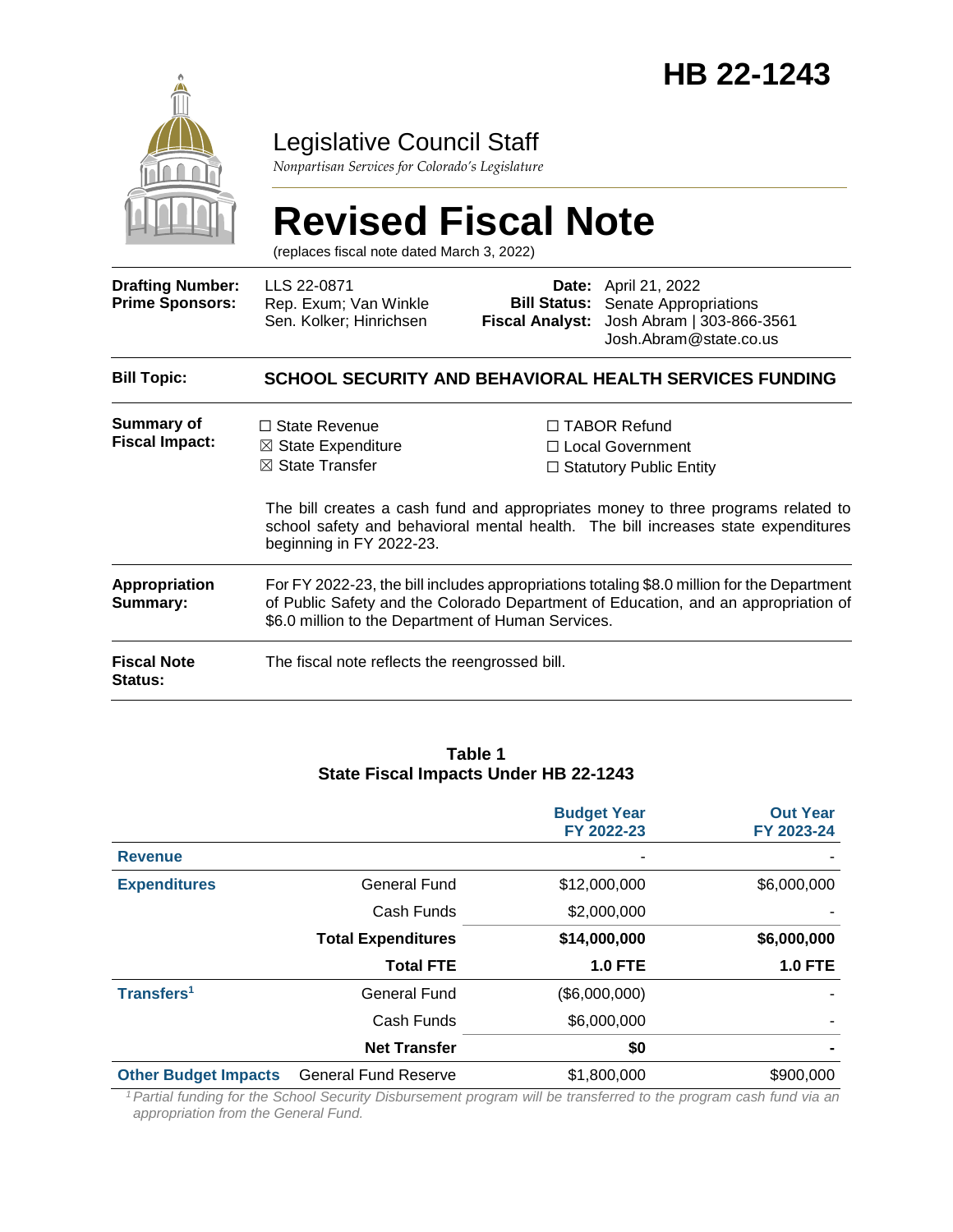# HB 22-1243

## Legislative Council Staff

*Nonpartisan Services for Colorado's Legislature*

# Revised Fiscal Note

(replaces fiscal note dated March 3, 2022)

| | | | |
|---|---|---|---|
| **Drafting Number:** | LLS 22-0871 | **Date:** | April 21, 2022 |
| **Prime Sponsors:** | Rep. Exum; Van Winkle<br>Sen. Kolker; Hinrichsen | **Bill Status:** | Senate Appropriations |
| | | **Fiscal Analyst:** | Josh Abram \| 303-866-3561<br>Josh.Abram@state.co.us |

**Bill Topic:** **SCHOOL SECURITY AND BEHAVIORAL HEALTH SERVICES FUNDING**

**Summary of Fiscal Impact:**

☐ State Revenue
☒ State Expenditure
☒ State Transfer
☐ TABOR Refund
☐ Local Government
☐ Statutory Public Entity

The bill creates a cash fund and appropriates money to three programs related to school safety and behavioral mental health. The bill increases state expenditures beginning in FY 2022-23.

**Appropriation Summary:** For FY 2022-23, the bill includes appropriations totaling $8.0 million for the Department of Public Safety and the Colorado Department of Education, and an appropriation of $6.0 million to the Department of Human Services.

**Fiscal Note Status:** The fiscal note reflects the reengrossed bill.

**Table 1**
**State Fiscal Impacts Under HB 22-1243**

| | | Budget Year FY 2022-23 | Out Year FY 2023-24 |
|---|---|---|---|
| **Revenue** | | - | - |
| **Expenditures** | General Fund | $12,000,000 | $6,000,000 |
| | Cash Funds | $2,000,000 | - |
| | **Total Expenditures** | **$14,000,000** | **$6,000,000** |
| | **Total FTE** | **1.0 FTE** | **1.0 FTE** |
| **Transfers[1]** | General Fund | ($6,000,000) | - |
| | Cash Funds | $6,000,000 | - |
| | **Net Transfer** | **$0** | **-** |
| **Other Budget Impacts** | General Fund Reserve | $1,800,000 | $900,000 |

*[1] Partial funding for the School Security Disbursement program will be transferred to the program cash fund via an appropriation from the General Fund.*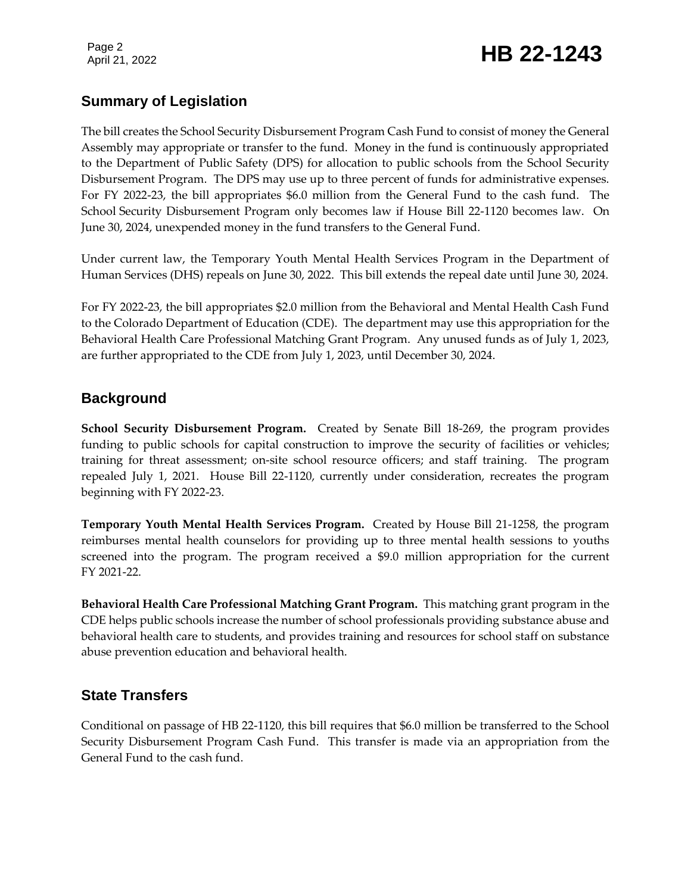## Summary of Legislation

The bill creates the School Security Disbursement Program Cash Fund to consist of money the General Assembly may appropriate or transfer to the fund. Money in the fund is continuously appropriated to the Department of Public Safety (DPS) for allocation to public schools from the School Security Disbursement Program. The DPS may use up to three percent of funds for administrative expenses. For FY 2022-23, the bill appropriates $6.0 million from the General Fund to the cash fund. The School Security Disbursement Program only becomes law if House Bill 22-1120 becomes law. On June 30, 2024, unexpended money in the fund transfers to the General Fund.

Under current law, the Temporary Youth Mental Health Services Program in the Department of Human Services (DHS) repeals on June 30, 2022. This bill extends the repeal date until June 30, 2024.

For FY 2022-23, the bill appropriates $2.0 million from the Behavioral and Mental Health Cash Fund to the Colorado Department of Education (CDE). The department may use this appropriation for the Behavioral Health Care Professional Matching Grant Program. Any unused funds as of July 1, 2023, are further appropriated to the CDE from July 1, 2023, until December 30, 2024.

## Background

**School Security Disbursement Program.** Created by Senate Bill 18-269, the program provides funding to public schools for capital construction to improve the security of facilities or vehicles; training for threat assessment; on-site school resource officers; and staff training. The program repealed July 1, 2021. House Bill 22-1120, currently under consideration, recreates the program beginning with FY 2022-23.

**Temporary Youth Mental Health Services Program.** Created by House Bill 21-1258, the program reimburses mental health counselors for providing up to three mental health sessions to youths screened into the program. The program received a $9.0 million appropriation for the current FY 2021-22.

**Behavioral Health Care Professional Matching Grant Program.** This matching grant program in the CDE helps public schools increase the number of school professionals providing substance abuse and behavioral health care to students, and provides training and resources for school staff on substance abuse prevention education and behavioral health.

## State Transfers

Conditional on passage of HB 22-1120, this bill requires that $6.0 million be transferred to the School Security Disbursement Program Cash Fund. This transfer is made via an appropriation from the General Fund to the cash fund.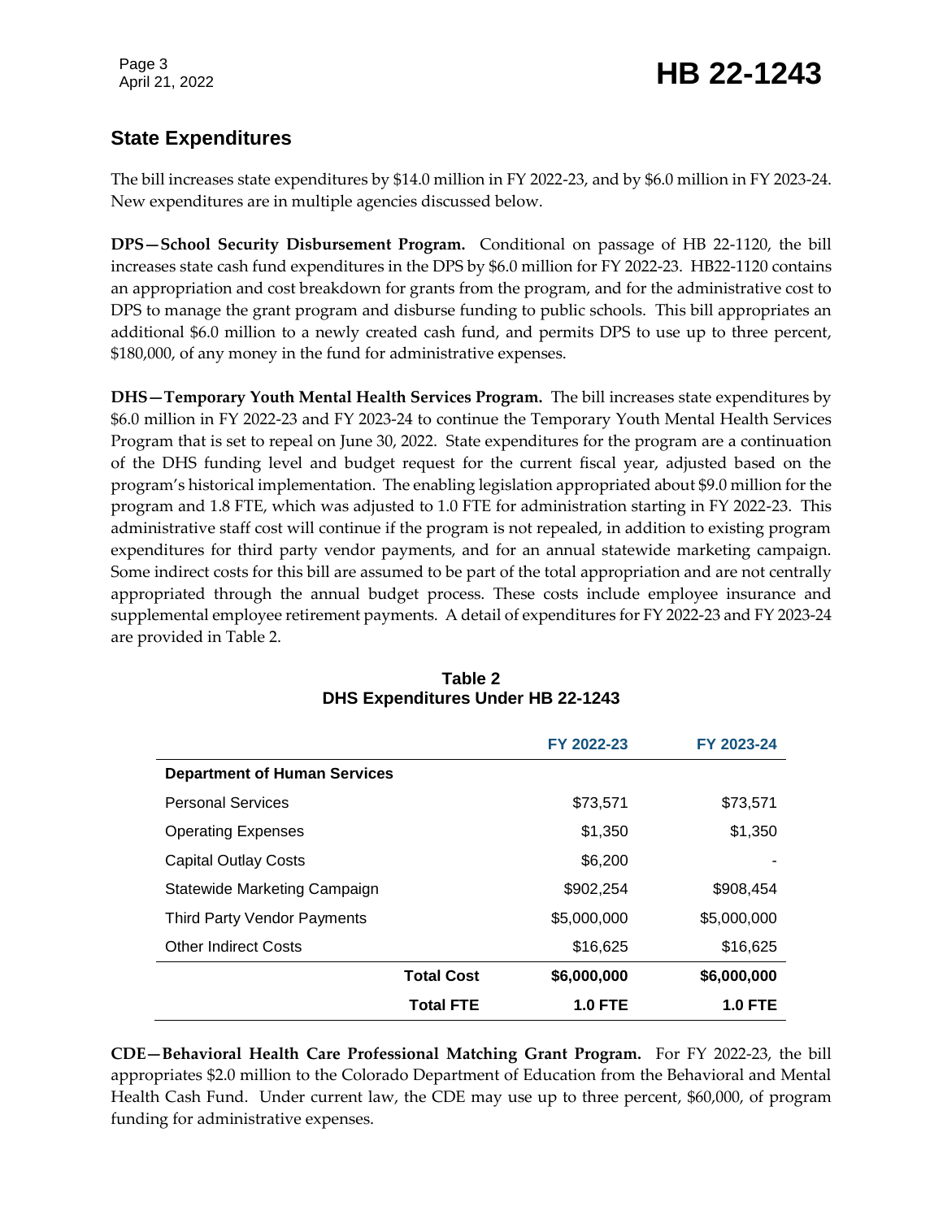## State Expenditures

The bill increases state expenditures by $14.0 million in FY 2022-23, and by $6.0 million in FY 2023-24. New expenditures are in multiple agencies discussed below.

**DPS—School Security Disbursement Program.** Conditional on passage of HB 22-1120, the bill increases state cash fund expenditures in the DPS by $6.0 million for FY 2022-23. HB22-1120 contains an appropriation and cost breakdown for grants from the program, and for the administrative cost to DPS to manage the grant program and disburse funding to public schools. This bill appropriates an additional $6.0 million to a newly created cash fund, and permits DPS to use up to three percent, $180,000, of any money in the fund for administrative expenses.

**DHS—Temporary Youth Mental Health Services Program.** The bill increases state expenditures by $6.0 million in FY 2022-23 and FY 2023-24 to continue the Temporary Youth Mental Health Services Program that is set to repeal on June 30, 2022. State expenditures for the program are a continuation of the DHS funding level and budget request for the current fiscal year, adjusted based on the program's historical implementation. The enabling legislation appropriated about $9.0 million for the program and 1.8 FTE, which was adjusted to 1.0 FTE for administration starting in FY 2022-23. This administrative staff cost will continue if the program is not repealed, in addition to existing program expenditures for third party vendor payments, and for an annual statewide marketing campaign. Some indirect costs for this bill are assumed to be part of the total appropriation and are not centrally appropriated through the annual budget process. These costs include employee insurance and supplemental employee retirement payments. A detail of expenditures for FY 2022-23 and FY 2023-24 are provided in Table 2.

**Table 2**
**DHS Expenditures Under HB 22-1243**

| | FY 2022-23 | FY 2023-24 |
|---|---|---|
| **Department of Human Services** | | |
| Personal Services | $73,571 | $73,571 |
| Operating Expenses | $1,350 | $1,350 |
| Capital Outlay Costs | $6,200 | - |
| Statewide Marketing Campaign | $902,254 | $908,454 |
| Third Party Vendor Payments | $5,000,000 | $5,000,000 |
| Other Indirect Costs | $16,625 | $16,625 |
| **Total Cost** | **$6,000,000** | **$6,000,000** |
| **Total FTE** | **1.0 FTE** | **1.0 FTE** |

**CDE—Behavioral Health Care Professional Matching Grant Program.** For FY 2022-23, the bill appropriates $2.0 million to the Colorado Department of Education from the Behavioral and Mental Health Cash Fund. Under current law, the CDE may use up to three percent, $60,000, of program funding for administrative expenses.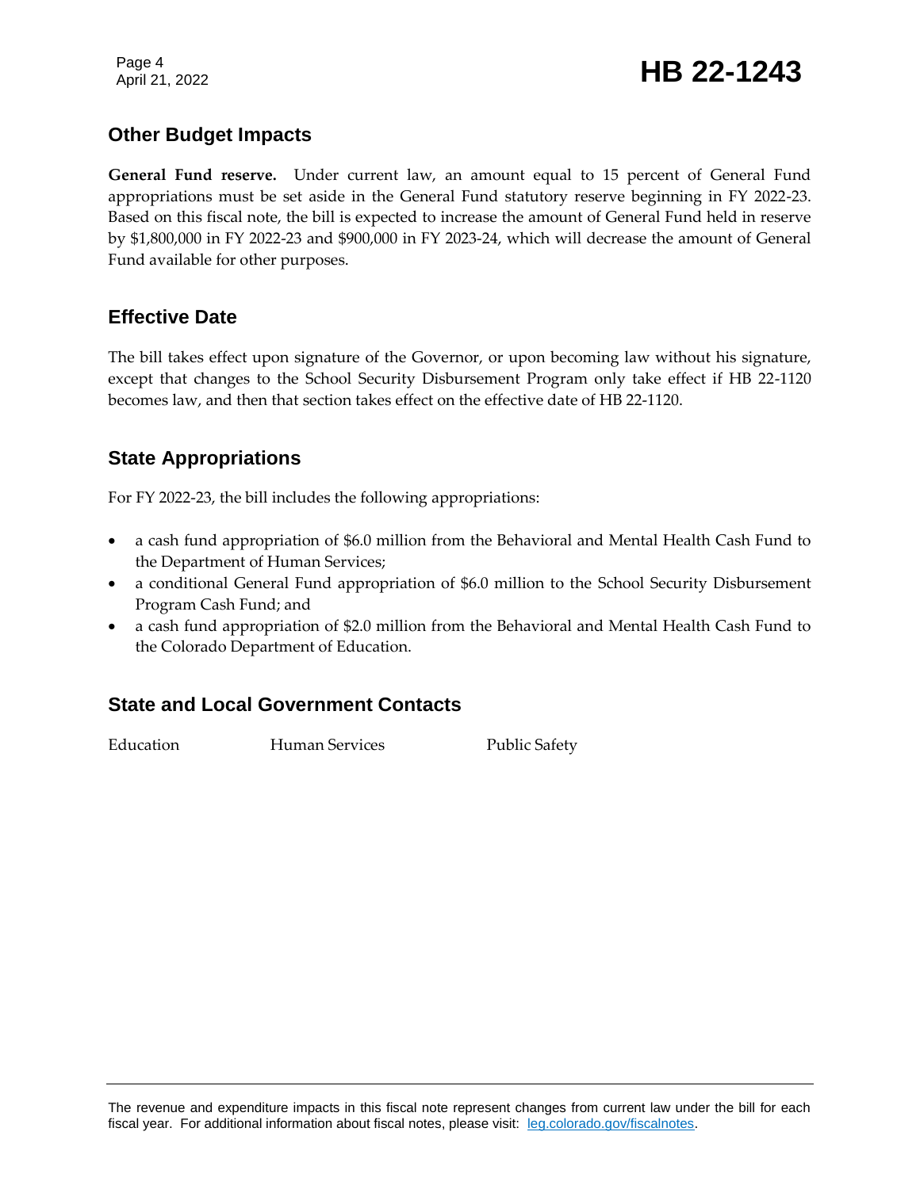## Other Budget Impacts

**General Fund reserve.** Under current law, an amount equal to 15 percent of General Fund appropriations must be set aside in the General Fund statutory reserve beginning in FY 2022-23. Based on this fiscal note, the bill is expected to increase the amount of General Fund held in reserve by $1,800,000 in FY 2022-23 and $900,000 in FY 2023-24, which will decrease the amount of General Fund available for other purposes.

## Effective Date

The bill takes effect upon signature of the Governor, or upon becoming law without his signature, except that changes to the School Security Disbursement Program only take effect if HB 22-1120 becomes law, and then that section takes effect on the effective date of HB 22-1120.

## State Appropriations

For FY 2022-23, the bill includes the following appropriations:

- a cash fund appropriation of $6.0 million from the Behavioral and Mental Health Cash Fund to the Department of Human Services;
- a conditional General Fund appropriation of $6.0 million to the School Security Disbursement Program Cash Fund; and
- a cash fund appropriation of $2.0 million from the Behavioral and Mental Health Cash Fund to the Colorado Department of Education.

## State and Local Government Contacts

Education    Human Services    Public Safety

The revenue and expenditure impacts in this fiscal note represent changes from current law under the bill for each fiscal year. For additional information about fiscal notes, please visit: leg.colorado.gov/fiscalnotes.